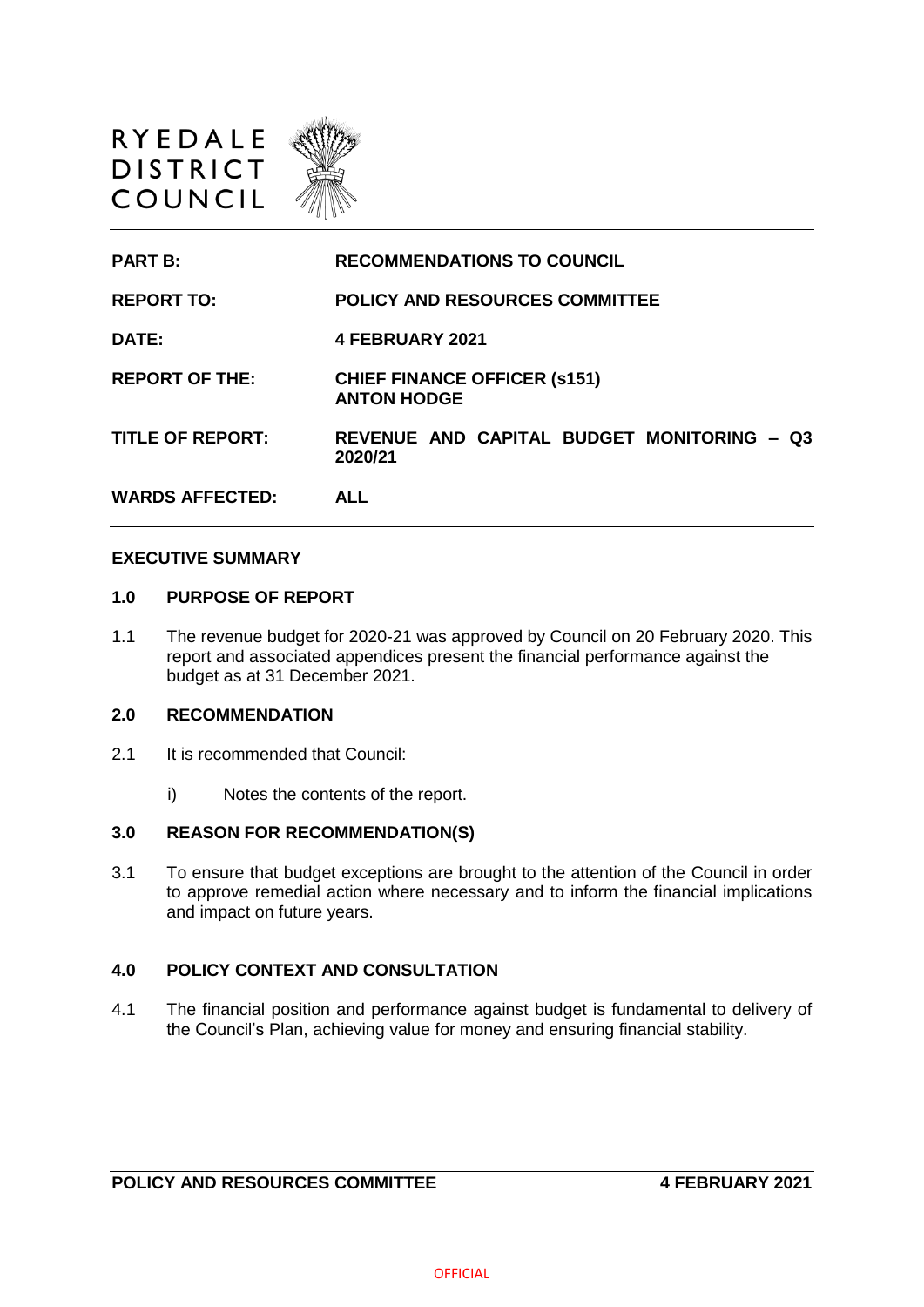RYEDALE
DISTRICT
COUNCIL

| | |
|---|---|
| **PART B:** | **RECOMMENDATIONS TO COUNCIL** |
| **REPORT TO:** | **POLICY AND RESOURCES COMMITTEE** |
| **DATE:** | **4 FEBRUARY 2021** |
| **REPORT OF THE:** | **CHIEF FINANCE OFFICER (s151)**<br>**ANTON HODGE** |
| **TITLE OF REPORT:** | **REVENUE AND CAPITAL BUDGET MONITORING – Q3 2020/21** |
| **WARDS AFFECTED:** | **ALL** |

## EXECUTIVE SUMMARY

### 1.0 PURPOSE OF REPORT

1.1 The revenue budget for 2020-21 was approved by Council on 20 February 2020. This report and associated appendices present the financial performance against the budget as at 31 December 2021.

### 2.0 RECOMMENDATION

2.1 It is recommended that Council:

i) Notes the contents of the report.

### 3.0 REASON FOR RECOMMENDATION(S)

3.1 To ensure that budget exceptions are brought to the attention of the Council in order to approve remedial action where necessary and to inform the financial implications and impact on future years.

### 4.0 POLICY CONTEXT AND CONSULTATION

4.1 The financial position and performance against budget is fundamental to delivery of the Council's Plan, achieving value for money and ensuring financial stability.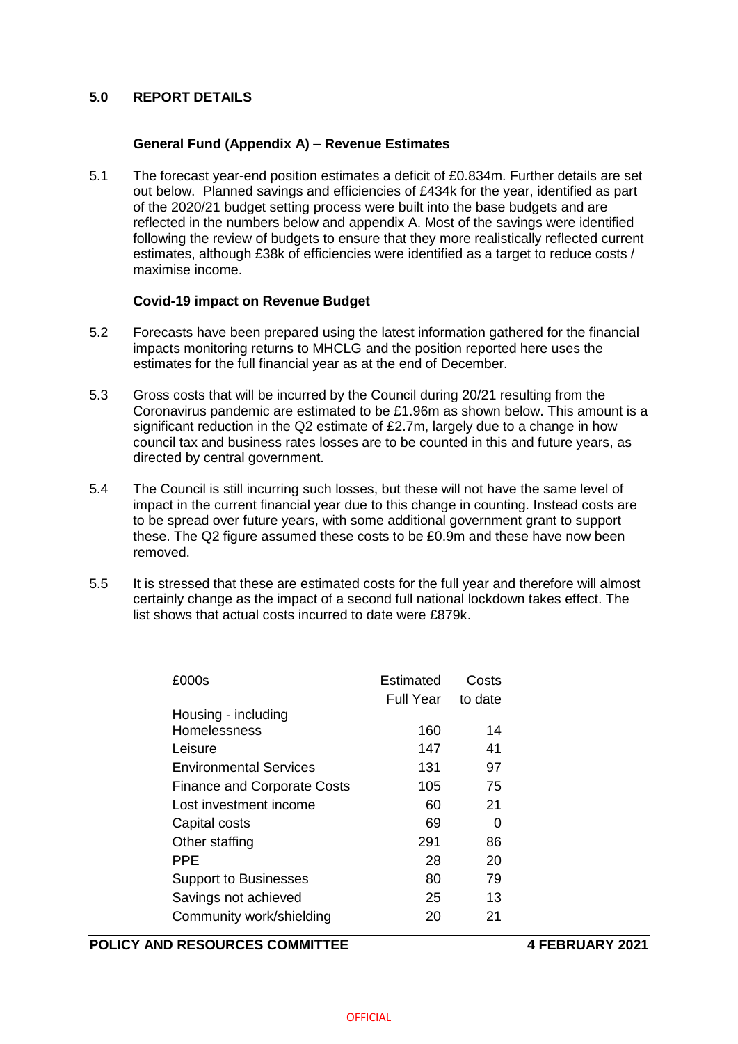## 5.0 REPORT DETAILS

### General Fund (Appendix A) – Revenue Estimates

5.1 The forecast year-end position estimates a deficit of £0.834m. Further details are set out below. Planned savings and efficiencies of £434k for the year, identified as part of the 2020/21 budget setting process were built into the base budgets and are reflected in the numbers below and appendix A. Most of the savings were identified following the review of budgets to ensure that they more realistically reflected current estimates, although £38k of efficiencies were identified as a target to reduce costs / maximise income.

### Covid-19 impact on Revenue Budget

5.2 Forecasts have been prepared using the latest information gathered for the financial impacts monitoring returns to MHCLG and the position reported here uses the estimates for the full financial year as at the end of December.

5.3 Gross costs that will be incurred by the Council during 20/21 resulting from the Coronavirus pandemic are estimated to be £1.96m as shown below. This amount is a significant reduction in the Q2 estimate of £2.7m, largely due to a change in how council tax and business rates losses are to be counted in this and future years, as directed by central government.

5.4 The Council is still incurring such losses, but these will not have the same level of impact in the current financial year due to this change in counting. Instead costs are to be spread over future years, with some additional government grant to support these. The Q2 figure assumed these costs to be £0.9m and these have now been removed.

5.5 It is stressed that these are estimated costs for the full year and therefore will almost certainly change as the impact of a second full national lockdown takes effect. The list shows that actual costs incurred to date were £879k.

| £000s | Estimated Full Year | Costs to date |
|---|---|---|
| Housing - including Homelessness | 160 | 14 |
| Leisure | 147 | 41 |
| Environmental Services | 131 | 97 |
| Finance and Corporate Costs | 105 | 75 |
| Lost investment income | 60 | 21 |
| Capital costs | 69 | 0 |
| Other staffing | 291 | 86 |
| PPE | 28 | 20 |
| Support to Businesses | 80 | 79 |
| Savings not achieved | 25 | 13 |
| Community work/shielding | 20 | 21 |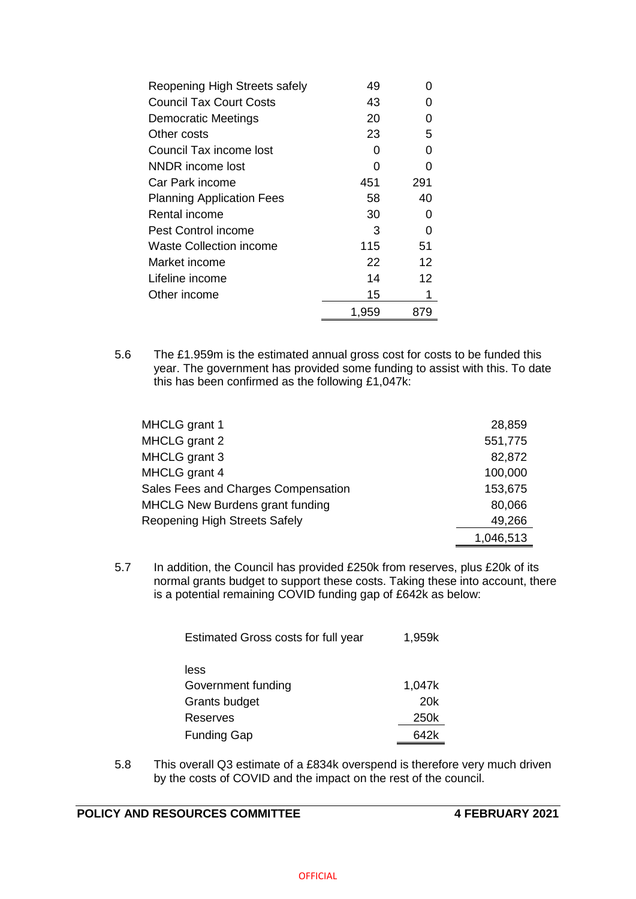| | | |
|---|---|---|
| Reopening High Streets safely | 49 | 0 |
| Council Tax Court Costs | 43 | 0 |
| Democratic Meetings | 20 | 0 |
| Other costs | 23 | 5 |
| Council Tax income lost | 0 | 0 |
| NNDR income lost | 0 | 0 |
| Car Park income | 451 | 291 |
| Planning Application Fees | 58 | 40 |
| Rental income | 30 | 0 |
| Pest Control income | 3 | 0 |
| Waste Collection income | 115 | 51 |
| Market income | 22 | 12 |
| Lifeline income | 14 | 12 |
| Other income | 15 | 1 |
| | 1,959 | 879 |

5.6 The £1.959m is the estimated annual gross cost for costs to be funded this year. The government has provided some funding to assist with this. To date this has been confirmed as the following £1,047k:

| | |
|---|---|
| MHCLG grant 1 | 28,859 |
| MHCLG grant 2 | 551,775 |
| MHCLG grant 3 | 82,872 |
| MHCLG grant 4 | 100,000 |
| Sales Fees and Charges Compensation | 153,675 |
| MHCLG New Burdens grant funding | 80,066 |
| Reopening High Streets Safely | 49,266 |
| | 1,046,513 |

5.7 In addition, the Council has provided £250k from reserves, plus £20k of its normal grants budget to support these costs. Taking these into account, there is a potential remaining COVID funding gap of £642k as below:

| | |
|---|---|
| Estimated Gross costs for full year | 1,959k |
| less | |
| Government funding | 1,047k |
| Grants budget | 20k |
| Reserves | 250k |
| Funding Gap | 642k |

5.8 This overall Q3 estimate of a £834k overspend is therefore very much driven by the costs of COVID and the impact on the rest of the council.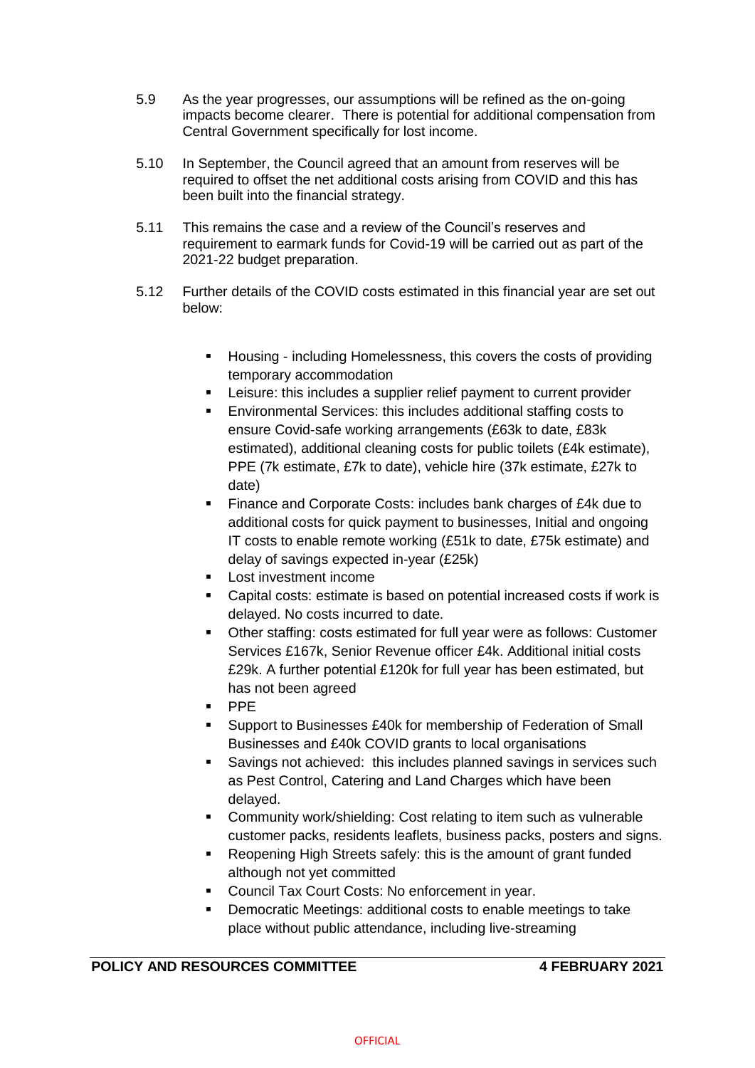5.9 As the year progresses, our assumptions will be refined as the on-going impacts become clearer. There is potential for additional compensation from Central Government specifically for lost income.

5.10 In September, the Council agreed that an amount from reserves will be required to offset the net additional costs arising from COVID and this has been built into the financial strategy.

5.11 This remains the case and a review of the Council's reserves and requirement to earmark funds for Covid-19 will be carried out as part of the 2021-22 budget preparation.

5.12 Further details of the COVID costs estimated in this financial year are set out below:

- Housing - including Homelessness, this covers the costs of providing temporary accommodation
- Leisure: this includes a supplier relief payment to current provider
- Environmental Services: this includes additional staffing costs to ensure Covid-safe working arrangements (£63k to date, £83k estimated), additional cleaning costs for public toilets (£4k estimate), PPE (7k estimate, £7k to date), vehicle hire (37k estimate, £27k to date)
- Finance and Corporate Costs: includes bank charges of £4k due to additional costs for quick payment to businesses, Initial and ongoing IT costs to enable remote working (£51k to date, £75k estimate) and delay of savings expected in-year (£25k)
- Lost investment income
- Capital costs: estimate is based on potential increased costs if work is delayed. No costs incurred to date.
- Other staffing: costs estimated for full year were as follows: Customer Services £167k, Senior Revenue officer £4k. Additional initial costs £29k. A further potential £120k for full year has been estimated, but has not been agreed
- PPE
- Support to Businesses £40k for membership of Federation of Small Businesses and £40k COVID grants to local organisations
- Savings not achieved: this includes planned savings in services such as Pest Control, Catering and Land Charges which have been delayed.
- Community work/shielding: Cost relating to item such as vulnerable customer packs, residents leaflets, business packs, posters and signs.
- Reopening High Streets safely: this is the amount of grant funded although not yet committed
- Council Tax Court Costs: No enforcement in year.
- Democratic Meetings: additional costs to enable meetings to take place without public attendance, including live-streaming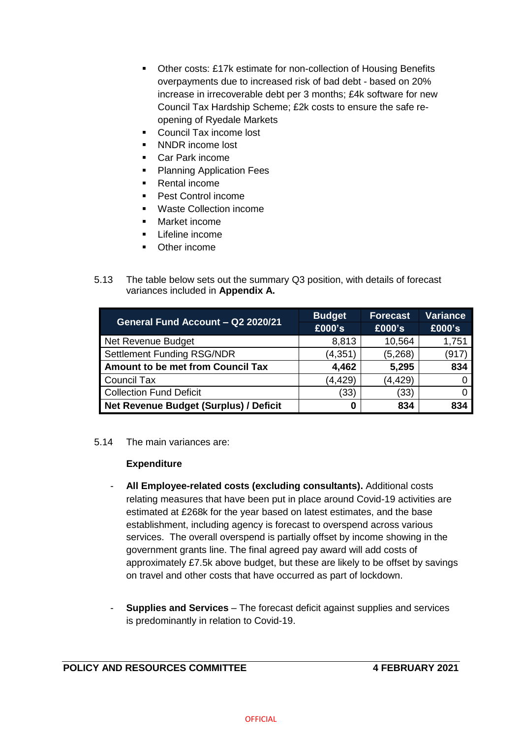- Other costs: £17k estimate for non-collection of Housing Benefits overpayments due to increased risk of bad debt - based on 20% increase in irrecoverable debt per 3 months; £4k software for new Council Tax Hardship Scheme; £2k costs to ensure the safe re-opening of Ryedale Markets
- Council Tax income lost
- NNDR income lost
- Car Park income
- Planning Application Fees
- Rental income
- Pest Control income
- Waste Collection income
- Market income
- Lifeline income
- Other income

5.13 The table below sets out the summary Q3 position, with details of forecast variances included in **Appendix A.**

| General Fund Account – Q2 2020/21 | Budget £000's | Forecast £000's | Variance £000's |
|---|---|---|---|
| Net Revenue Budget | 8,813 | 10,564 | 1,751 |
| Settlement Funding RSG/NDR | (4,351) | (5,268) | (917) |
| **Amount to be met from Council Tax** | **4,462** | **5,295** | **834** |
| Council Tax | (4,429) | (4,429) | 0 |
| Collection Fund Deficit | (33) | (33) | 0 |
| **Net Revenue Budget (Surplus) / Deficit** | **0** | **834** | **834** |

5.14 The main variances are:

**Expenditure**

- **All Employee-related costs (excluding consultants).** Additional costs relating measures that have been put in place around Covid-19 activities are estimated at £268k for the year based on latest estimates, and the base establishment, including agency is forecast to overspend across various services. The overall overspend is partially offset by income showing in the government grants line. The final agreed pay award will add costs of approximately £7.5k above budget, but these are likely to be offset by savings on travel and other costs that have occurred as part of lockdown.

- **Supplies and Services** – The forecast deficit against supplies and services is predominantly in relation to Covid-19.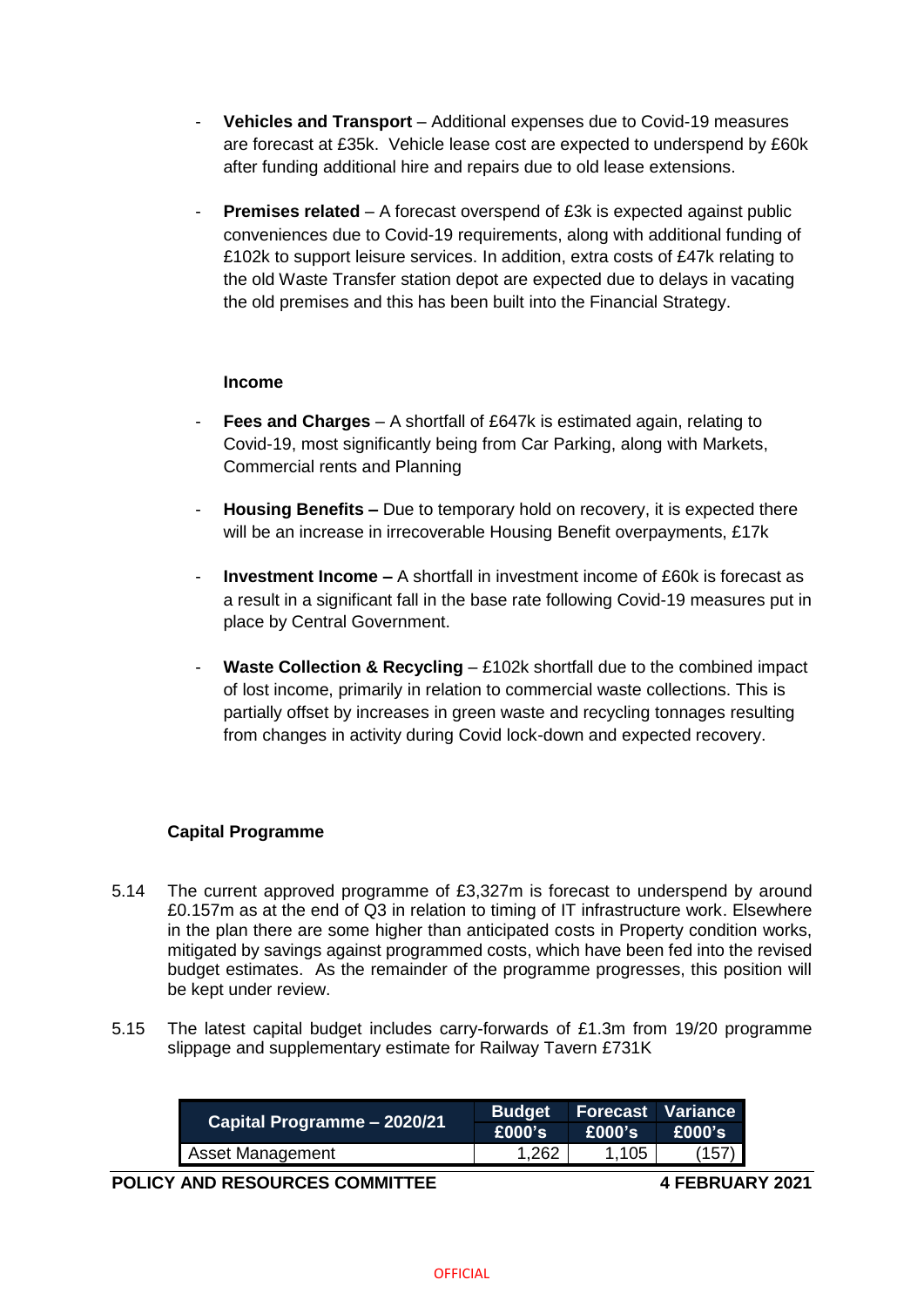- **Vehicles and Transport** – Additional expenses due to Covid-19 measures are forecast at £35k. Vehicle lease cost are expected to underspend by £60k after funding additional hire and repairs due to old lease extensions.

- **Premises related** – A forecast overspend of £3k is expected against public conveniences due to Covid-19 requirements, along with additional funding of £102k to support leisure services. In addition, extra costs of £47k relating to the old Waste Transfer station depot are expected due to delays in vacating the old premises and this has been built into the Financial Strategy.

**Income**

- **Fees and Charges** – A shortfall of £647k is estimated again, relating to Covid-19, most significantly being from Car Parking, along with Markets, Commercial rents and Planning

- **Housing Benefits –** Due to temporary hold on recovery, it is expected there will be an increase in irrecoverable Housing Benefit overpayments, £17k

- **Investment Income –** A shortfall in investment income of £60k is forecast as a result in a significant fall in the base rate following Covid-19 measures put in place by Central Government.

- **Waste Collection & Recycling** – £102k shortfall due to the combined impact of lost income, primarily in relation to commercial waste collections. This is partially offset by increases in green waste and recycling tonnages resulting from changes in activity during Covid lock-down and expected recovery.

**Capital Programme**

5.14 The current approved programme of £3,327m is forecast to underspend by around £0.157m as at the end of Q3 in relation to timing of IT infrastructure work. Elsewhere in the plan there are some higher than anticipated costs in Property condition works, mitigated by savings against programmed costs, which have been fed into the revised budget estimates. As the remainder of the programme progresses, this position will be kept under review.

5.15 The latest capital budget includes carry-forwards of £1.3m from 19/20 programme slippage and supplementary estimate for Railway Tavern £731K

| Capital Programme – 2020/21 | Budget £000's | Forecast £000's | Variance £000's |
|---|---|---|---|
| Asset Management | 1,262 | 1,105 | (157) |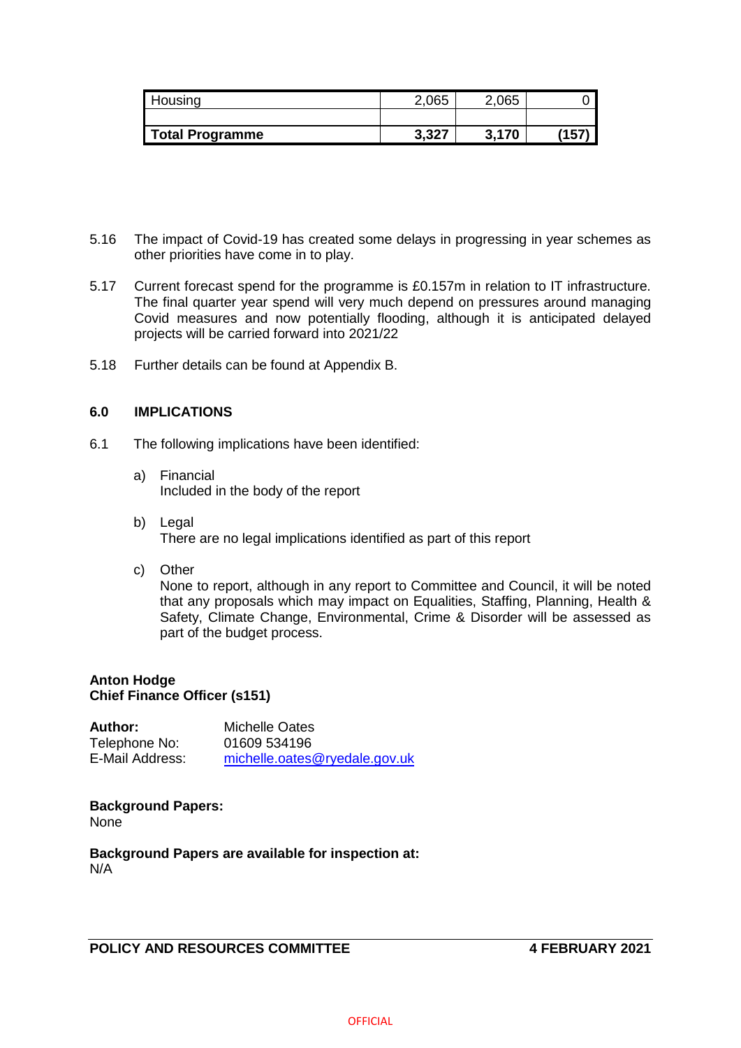| | | | |
|---|---|---|---|
| Housing | 2,065 | 2,065 | 0 |
| | | | |
| **Total Programme** | **3,327** | **3,170** | **(157)** |

5.16 The impact of Covid-19 has created some delays in progressing in year schemes as other priorities have come in to play.

5.17 Current forecast spend for the programme is £0.157m in relation to IT infrastructure. The final quarter year spend will very much depend on pressures around managing Covid measures and now potentially flooding, although it is anticipated delayed projects will be carried forward into 2021/22

5.18 Further details can be found at Appendix B.

## 6.0 IMPLICATIONS

6.1 The following implications have been identified:

a) Financial
Included in the body of the report

b) Legal
There are no legal implications identified as part of this report

c) Other
None to report, although in any report to Committee and Council, it will be noted that any proposals which may impact on Equalities, Staffing, Planning, Health & Safety, Climate Change, Environmental, Crime & Disorder will be assessed as part of the budget process.

**Anton Hodge**
**Chief Finance Officer (s151)**

**Author:** Michelle Oates
Telephone No: 01609 534196
E-Mail Address: michelle.oates@ryedale.gov.uk

**Background Papers:**
None

**Background Papers are available for inspection at:**
N/A